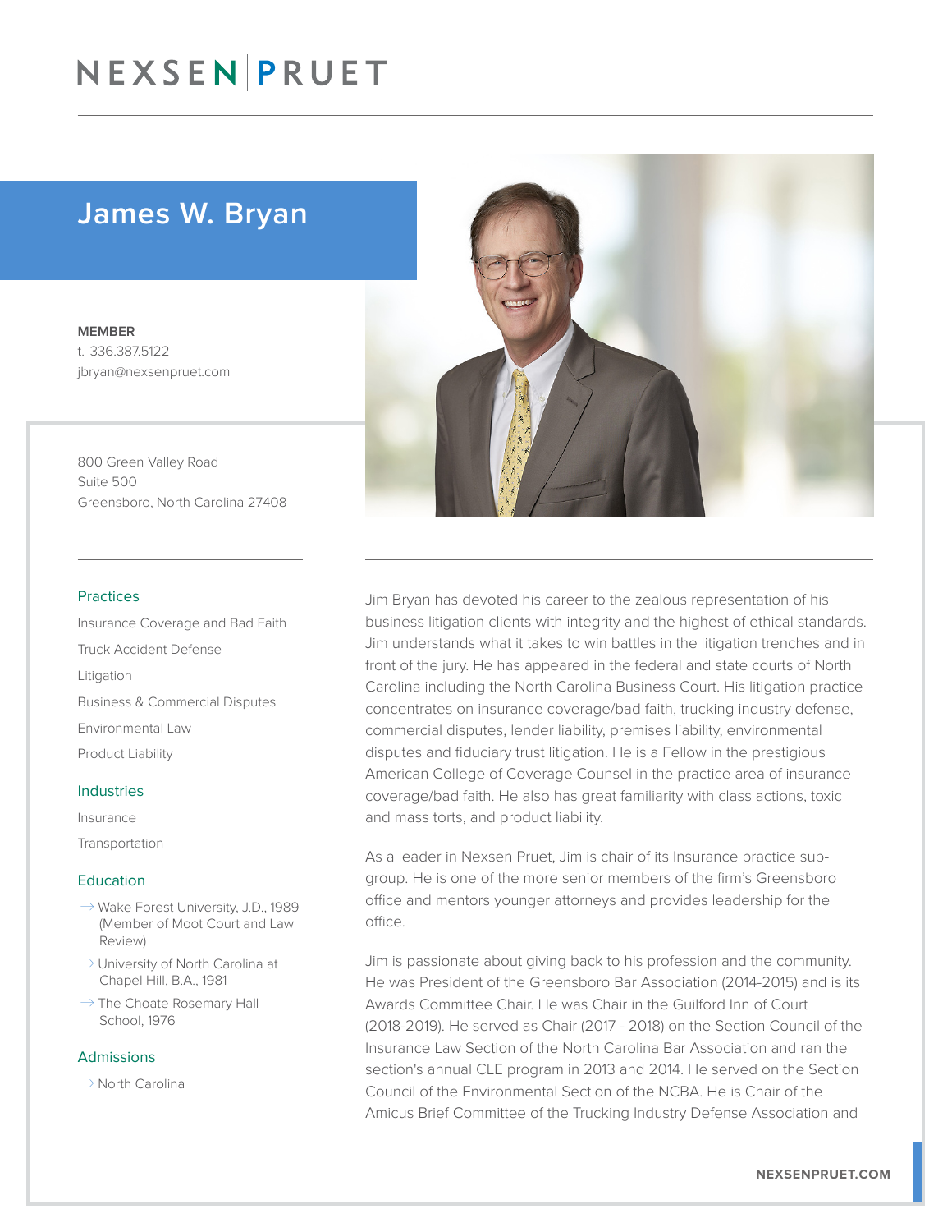# NEXSEN PRUET

## James W. Bryan

**MEMBER**
t. 336.387.5122
jbryan@nexsenpruet.com

800 Green Valley Road
Suite 500
Greensboro, North Carolina 27408

### Practices

Insurance Coverage and Bad Faith

Truck Accident Defense

Litigation

Business & Commercial Disputes

Environmental Law

Product Liability

### Industries

Insurance

Transportation

### Education

- Wake Forest University, J.D., 1989 (Member of Moot Court and Law Review)
- University of North Carolina at Chapel Hill, B.A., 1981
- The Choate Rosemary Hall School, 1976

### Admissions

- North Carolina

Jim Bryan has devoted his career to the zealous representation of his business litigation clients with integrity and the highest of ethical standards. Jim understands what it takes to win battles in the litigation trenches and in front of the jury. He has appeared in the federal and state courts of North Carolina including the North Carolina Business Court. His litigation practice concentrates on insurance coverage/bad faith, trucking industry defense, commercial disputes, lender liability, premises liability, environmental disputes and fiduciary trust litigation. He is a Fellow in the prestigious American College of Coverage Counsel in the practice area of insurance coverage/bad faith. He also has great familiarity with class actions, toxic and mass torts, and product liability.

As a leader in Nexsen Pruet, Jim is chair of its Insurance practice sub-group. He is one of the more senior members of the firm's Greensboro office and mentors younger attorneys and provides leadership for the office.

Jim is passionate about giving back to his profession and the community. He was President of the Greensboro Bar Association (2014-2015) and is its Awards Committee Chair. He was Chair in the Guilford Inn of Court (2018-2019). He served as Chair (2017 - 2018) on the Section Council of the Insurance Law Section of the North Carolina Bar Association and ran the section's annual CLE program in 2013 and 2014. He served on the Section Council of the Environmental Section of the NCBA. He is Chair of the Amicus Brief Committee of the Trucking Industry Defense Association and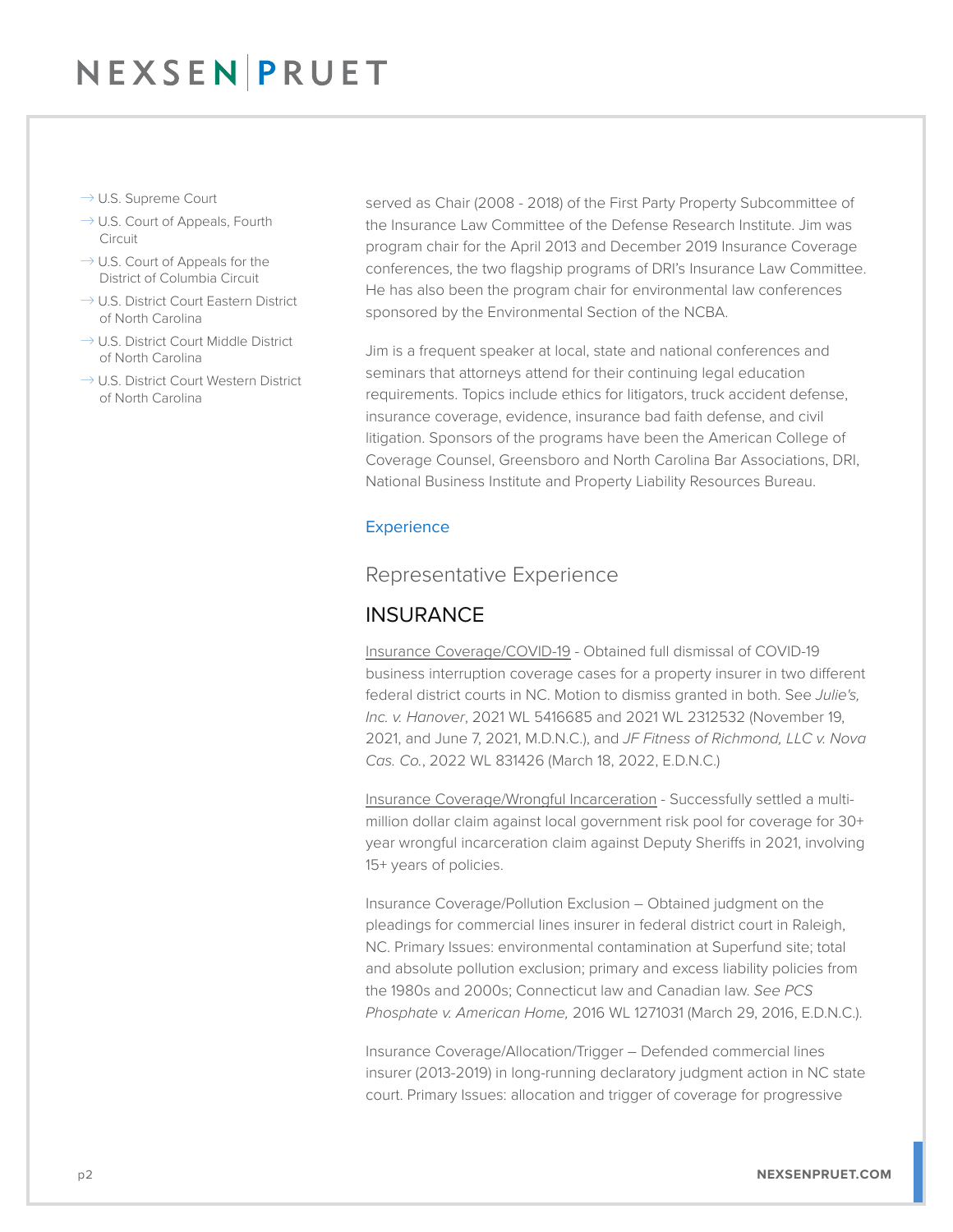- U.S. Supreme Court
- U.S. Court of Appeals, Fourth Circuit
- U.S. Court of Appeals for the District of Columbia Circuit
- U.S. District Court Eastern District of North Carolina
- U.S. District Court Middle District of North Carolina
- U.S. District Court Western District of North Carolina

served as Chair (2008 - 2018) of the First Party Property Subcommittee of the Insurance Law Committee of the Defense Research Institute. Jim was program chair for the April 2013 and December 2019 Insurance Coverage conferences, the two flagship programs of DRI's Insurance Law Committee. He has also been the program chair for environmental law conferences sponsored by the Environmental Section of the NCBA.

Jim is a frequent speaker at local, state and national conferences and seminars that attorneys attend for their continuing legal education requirements. Topics include ethics for litigators, truck accident defense, insurance coverage, evidence, insurance bad faith defense, and civil litigation. Sponsors of the programs have been the American College of Coverage Counsel, Greensboro and North Carolina Bar Associations, DRI, National Business Institute and Property Liability Resources Bureau.

## Experience

### Representative Experience

### INSURANCE

Insurance Coverage/COVID-19 - Obtained full dismissal of COVID-19 business interruption coverage cases for a property insurer in two different federal district courts in NC. Motion to dismiss granted in both. See *Julie's, Inc. v. Hanover*, 2021 WL 5416685 and 2021 WL 2312532 (November 19, 2021, and June 7, 2021, M.D.N.C.), and *JF Fitness of Richmond, LLC v. Nova Cas. Co.*, 2022 WL 831426 (March 18, 2022, E.D.N.C.)

Insurance Coverage/Wrongful Incarceration - Successfully settled a multi-million dollar claim against local government risk pool for coverage for 30+ year wrongful incarceration claim against Deputy Sheriffs in 2021, involving 15+ years of policies.

Insurance Coverage/Pollution Exclusion – Obtained judgment on the pleadings for commercial lines insurer in federal district court in Raleigh, NC. Primary Issues: environmental contamination at Superfund site; total and absolute pollution exclusion; primary and excess liability policies from the 1980s and 2000s; Connecticut law and Canadian law. *See PCS Phosphate v. American Home,* 2016 WL 1271031 (March 29, 2016, E.D.N.C.).

Insurance Coverage/Allocation/Trigger – Defended commercial lines insurer (2013-2019) in long-running declaratory judgment action in NC state court. Primary Issues: allocation and trigger of coverage for progressive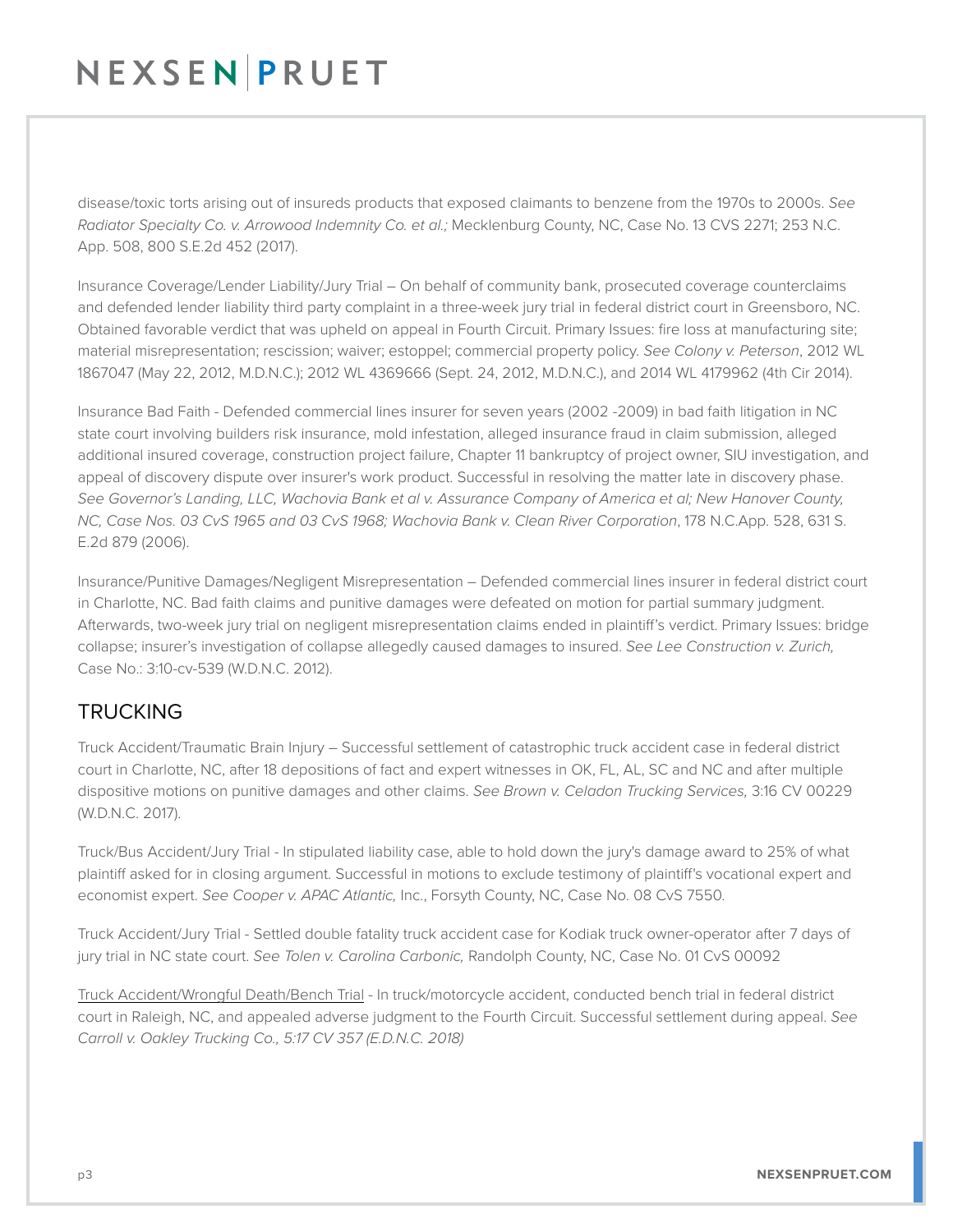disease/toxic torts arising out of insureds products that exposed claimants to benzene from the 1970s to 2000s. *See Radiator Specialty Co. v. Arrowood Indemnity Co. et al.;* Mecklenburg County, NC, Case No. 13 CVS 2271; 253 N.C. App. 508, 800 S.E.2d 452 (2017).

Insurance Coverage/Lender Liability/Jury Trial – On behalf of community bank, prosecuted coverage counterclaims and defended lender liability third party complaint in a three-week jury trial in federal district court in Greensboro, NC. Obtained favorable verdict that was upheld on appeal in Fourth Circuit. Primary Issues: fire loss at manufacturing site; material misrepresentation; rescission; waiver; estoppel; commercial property policy. *See Colony v. Peterson*, 2012 WL 1867047 (May 22, 2012, M.D.N.C.); 2012 WL 4369666 (Sept. 24, 2012, M.D.N.C.), and 2014 WL 4179962 (4th Cir 2014).

Insurance Bad Faith - Defended commercial lines insurer for seven years (2002 -2009) in bad faith litigation in NC state court involving builders risk insurance, mold infestation, alleged insurance fraud in claim submission, alleged additional insured coverage, construction project failure, Chapter 11 bankruptcy of project owner, SIU investigation, and appeal of discovery dispute over insurer's work product. Successful in resolving the matter late in discovery phase. *See Governor's Landing, LLC, Wachovia Bank et al v. Assurance Company of America et al; New Hanover County, NC, Case Nos. 03 CvS 1965 and 03 CvS 1968; Wachovia Bank v. Clean River Corporation*, 178 N.C.App. 528, 631 S. E.2d 879 (2006).

Insurance/Punitive Damages/Negligent Misrepresentation – Defended commercial lines insurer in federal district court in Charlotte, NC. Bad faith claims and punitive damages were defeated on motion for partial summary judgment. Afterwards, two-week jury trial on negligent misrepresentation claims ended in plaintiff's verdict. Primary Issues: bridge collapse; insurer's investigation of collapse allegedly caused damages to insured. *See Lee Construction v. Zurich,* Case No.: 3:10-cv-539 (W.D.N.C. 2012).

## TRUCKING

Truck Accident/Traumatic Brain Injury – Successful settlement of catastrophic truck accident case in federal district court in Charlotte, NC, after 18 depositions of fact and expert witnesses in OK, FL, AL, SC and NC and after multiple dispositive motions on punitive damages and other claims. *See Brown v. Celadon Trucking Services,* 3:16 CV 00229 (W.D.N.C. 2017).

Truck/Bus Accident/Jury Trial - In stipulated liability case, able to hold down the jury's damage award to 25% of what plaintiff asked for in closing argument. Successful in motions to exclude testimony of plaintiff's vocational expert and economist expert. *See Cooper v. APAC Atlantic,* Inc., Forsyth County, NC, Case No. 08 CvS 7550.

Truck Accident/Jury Trial - Settled double fatality truck accident case for Kodiak truck owner-operator after 7 days of jury trial in NC state court. *See Tolen v. Carolina Carbonic,* Randolph County, NC, Case No. 01 CvS 00092

Truck Accident/Wrongful Death/Bench Trial - In truck/motorcycle accident, conducted bench trial in federal district court in Raleigh, NC, and appealed adverse judgment to the Fourth Circuit. Successful settlement during appeal. *See Carroll v. Oakley Trucking Co., 5:17 CV 357 (E.D.N.C. 2018)*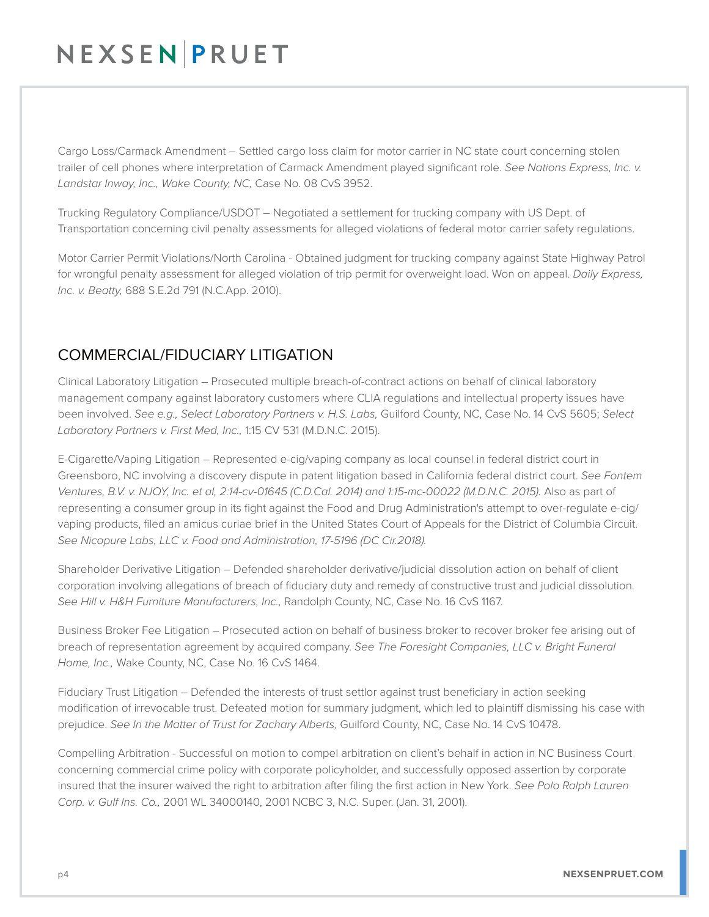Cargo Loss/Carmack Amendment – Settled cargo loss claim for motor carrier in NC state court concerning stolen trailer of cell phones where interpretation of Carmack Amendment played significant role. *See Nations Express, Inc. v. Landstar Inway, Inc., Wake County, NC,* Case No. 08 CvS 3952.

Trucking Regulatory Compliance/USDOT – Negotiated a settlement for trucking company with US Dept. of Transportation concerning civil penalty assessments for alleged violations of federal motor carrier safety regulations.

Motor Carrier Permit Violations/North Carolina - Obtained judgment for trucking company against State Highway Patrol for wrongful penalty assessment for alleged violation of trip permit for overweight load. Won on appeal. *Daily Express, Inc. v. Beatty,* 688 S.E.2d 791 (N.C.App. 2010).

## COMMERCIAL/FIDUCIARY LITIGATION

Clinical Laboratory Litigation – Prosecuted multiple breach-of-contract actions on behalf of clinical laboratory management company against laboratory customers where CLIA regulations and intellectual property issues have been involved. *See e.g., Select Laboratory Partners v. H.S. Labs,* Guilford County, NC, Case No. 14 CvS 5605; *Select Laboratory Partners v. First Med, Inc.,* 1:15 CV 531 (M.D.N.C. 2015).

E-Cigarette/Vaping Litigation – Represented e-cig/vaping company as local counsel in federal district court in Greensboro, NC involving a discovery dispute in patent litigation based in California federal district court. *See Fontem Ventures, B.V. v. NJOY, Inc. et al, 2:14-cv-01645 (C.D.Cal. 2014) and 1:15-mc-00022 (M.D.N.C. 2015).* Also as part of representing a consumer group in its fight against the Food and Drug Administration's attempt to over-regulate e-cig/vaping products, filed an amicus curiae brief in the United States Court of Appeals for the District of Columbia Circuit. *See Nicopure Labs, LLC v. Food and Administration, 17-5196 (DC Cir.2018).*

Shareholder Derivative Litigation – Defended shareholder derivative/judicial dissolution action on behalf of client corporation involving allegations of breach of fiduciary duty and remedy of constructive trust and judicial dissolution. *See Hill v. H&H Furniture Manufacturers, Inc.,* Randolph County, NC, Case No. 16 CvS 1167.

Business Broker Fee Litigation – Prosecuted action on behalf of business broker to recover broker fee arising out of breach of representation agreement by acquired company. *See The Foresight Companies, LLC v. Bright Funeral Home, Inc.,* Wake County, NC, Case No. 16 CvS 1464.

Fiduciary Trust Litigation – Defended the interests of trust settlor against trust beneficiary in action seeking modification of irrevocable trust. Defeated motion for summary judgment, which led to plaintiff dismissing his case with prejudice. *See In the Matter of Trust for Zachary Alberts,* Guilford County, NC, Case No. 14 CvS 10478.

Compelling Arbitration - Successful on motion to compel arbitration on client's behalf in action in NC Business Court concerning commercial crime policy with corporate policyholder, and successfully opposed assertion by corporate insured that the insurer waived the right to arbitration after filing the first action in New York. *See Polo Ralph Lauren Corp. v. Gulf Ins. Co.,* 2001 WL 34000140, 2001 NCBC 3, N.C. Super. (Jan. 31, 2001).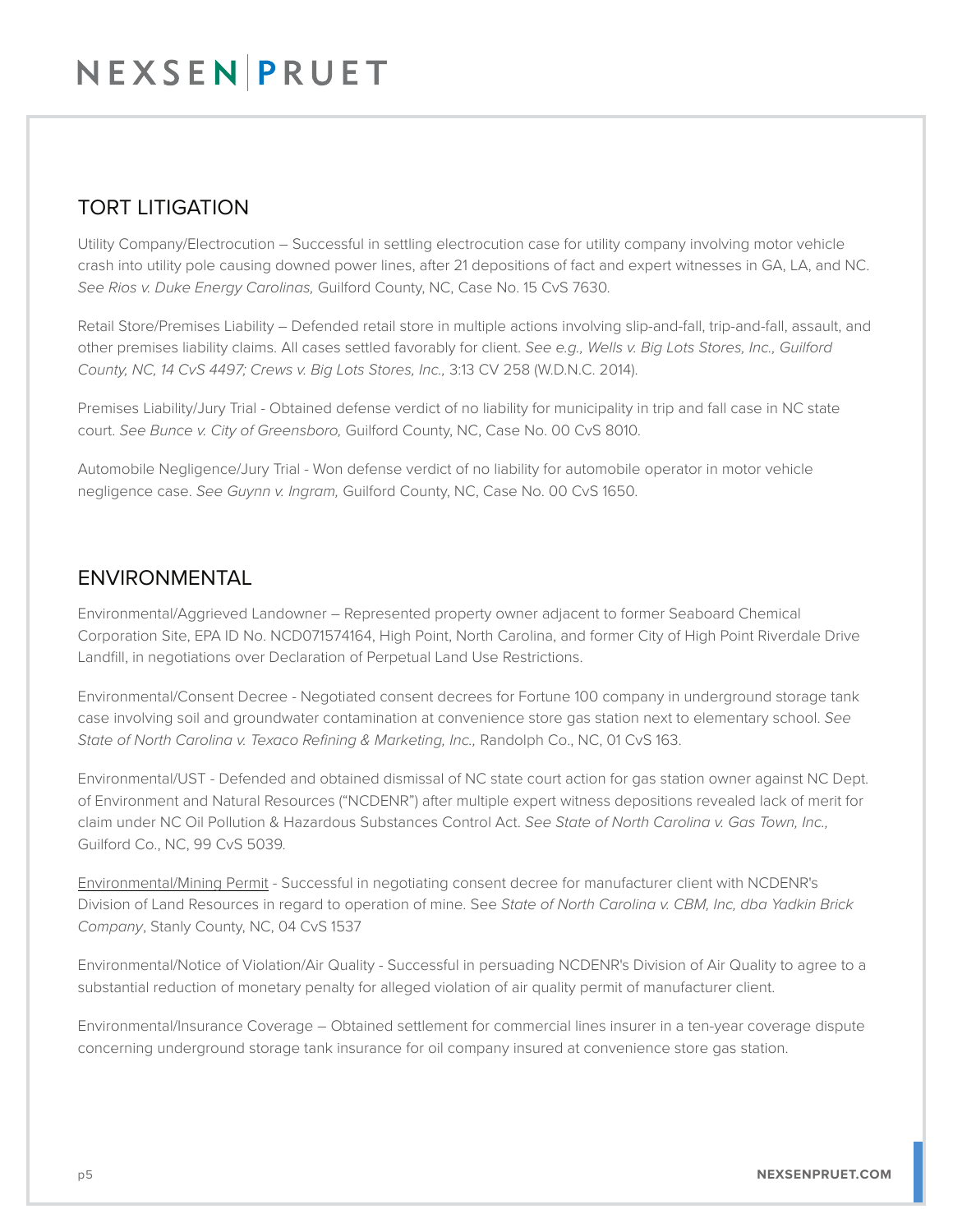## TORT LITIGATION

Utility Company/Electrocution – Successful in settling electrocution case for utility company involving motor vehicle crash into utility pole causing downed power lines, after 21 depositions of fact and expert witnesses in GA, LA, and NC. *See Rios v. Duke Energy Carolinas,* Guilford County, NC, Case No. 15 CvS 7630.

Retail Store/Premises Liability – Defended retail store in multiple actions involving slip-and-fall, trip-and-fall, assault, and other premises liability claims. All cases settled favorably for client. *See e.g., Wells v. Big Lots Stores, Inc., Guilford County, NC, 14 CvS 4497; Crews v. Big Lots Stores, Inc.,* 3:13 CV 258 (W.D.N.C. 2014).

Premises Liability/Jury Trial - Obtained defense verdict of no liability for municipality in trip and fall case in NC state court. *See Bunce v. City of Greensboro,* Guilford County, NC, Case No. 00 CvS 8010.

Automobile Negligence/Jury Trial - Won defense verdict of no liability for automobile operator in motor vehicle negligence case. *See Guynn v. Ingram,* Guilford County, NC, Case No. 00 CvS 1650.

## ENVIRONMENTAL

Environmental/Aggrieved Landowner – Represented property owner adjacent to former Seaboard Chemical Corporation Site, EPA ID No. NCD071574164, High Point, North Carolina, and former City of High Point Riverdale Drive Landfill, in negotiations over Declaration of Perpetual Land Use Restrictions.

Environmental/Consent Decree - Negotiated consent decrees for Fortune 100 company in underground storage tank case involving soil and groundwater contamination at convenience store gas station next to elementary school. *See State of North Carolina v. Texaco Refining & Marketing, Inc.,* Randolph Co., NC, 01 CvS 163.

Environmental/UST - Defended and obtained dismissal of NC state court action for gas station owner against NC Dept. of Environment and Natural Resources ("NCDENR") after multiple expert witness depositions revealed lack of merit for claim under NC Oil Pollution & Hazardous Substances Control Act. *See State of North Carolina v. Gas Town, Inc.,* Guilford Co., NC, 99 CvS 5039.

<u>Environmental/Mining Permit</u> - Successful in negotiating consent decree for manufacturer client with NCDENR's Division of Land Resources in regard to operation of mine. See *State of North Carolina v. CBM, Inc, dba Yadkin Brick Company*, Stanly County, NC, 04 CvS 1537

Environmental/Notice of Violation/Air Quality - Successful in persuading NCDENR's Division of Air Quality to agree to a substantial reduction of monetary penalty for alleged violation of air quality permit of manufacturer client.

Environmental/Insurance Coverage – Obtained settlement for commercial lines insurer in a ten-year coverage dispute concerning underground storage tank insurance for oil company insured at convenience store gas station.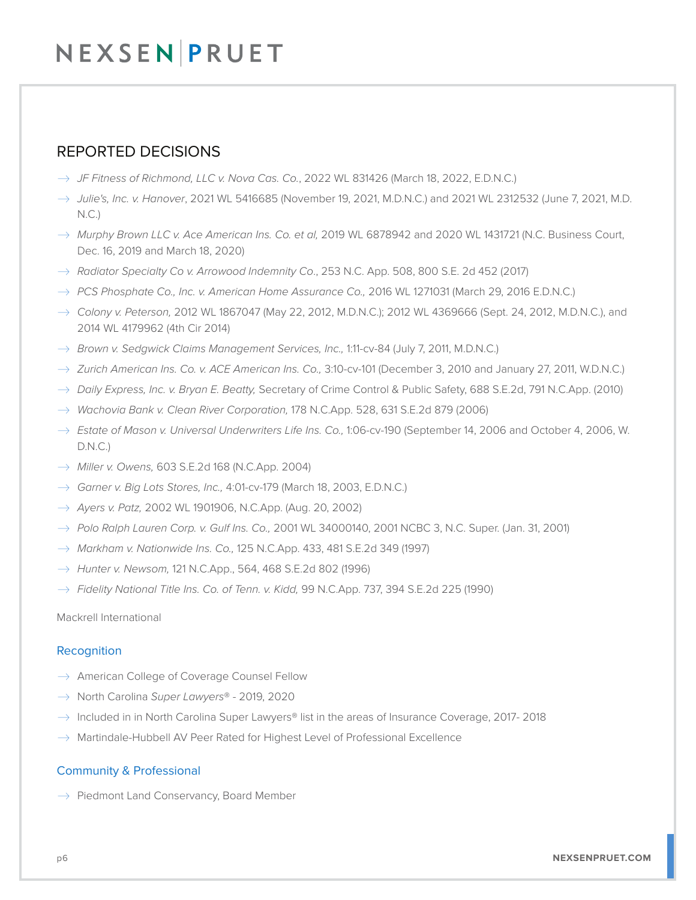## REPORTED DECISIONS

- *JF Fitness of Richmond, LLC v. Nova Cas. Co.*, 2022 WL 831426 (March 18, 2022, E.D.N.C.)
- *Julie's, Inc. v. Hanover*, 2021 WL 5416685 (November 19, 2021, M.D.N.C.) and 2021 WL 2312532 (June 7, 2021, M.D. N.C.)
- *Murphy Brown LLC v. Ace American Ins. Co. et al,* 2019 WL 6878942 and 2020 WL 1431721 (N.C. Business Court, Dec. 16, 2019 and March 18, 2020)
- *Radiator Specialty Co v. Arrowood Indemnity Co*., 253 N.C. App. 508, 800 S.E. 2d 452 (2017)
- *PCS Phosphate Co., Inc. v. American Home Assurance Co.,* 2016 WL 1271031 (March 29, 2016 E.D.N.C.)
- *Colony v. Peterson,* 2012 WL 1867047 (May 22, 2012, M.D.N.C.); 2012 WL 4369666 (Sept. 24, 2012, M.D.N.C.), and 2014 WL 4179962 (4th Cir 2014)
- *Brown v. Sedgwick Claims Management Services, Inc.,* 1:11-cv-84 (July 7, 2011, M.D.N.C.)
- *Zurich American Ins. Co. v. ACE American Ins. Co.,* 3:10-cv-101 (December 3, 2010 and January 27, 2011, W.D.N.C.)
- *Daily Express, Inc. v. Bryan E. Beatty,* Secretary of Crime Control & Public Safety, 688 S.E.2d, 791 N.C.App. (2010)
- *Wachovia Bank v. Clean River Corporation,* 178 N.C.App. 528, 631 S.E.2d 879 (2006)
- *Estate of Mason v. Universal Underwriters Life Ins. Co.,* 1:06-cv-190 (September 14, 2006 and October 4, 2006, W. D.N.C.)
- *Miller v. Owens,* 603 S.E.2d 168 (N.C.App. 2004)
- *Garner v. Big Lots Stores, Inc.,* 4:01-cv-179 (March 18, 2003, E.D.N.C.)
- *Ayers v. Patz,* 2002 WL 1901906, N.C.App. (Aug. 20, 2002)
- *Polo Ralph Lauren Corp. v. Gulf Ins. Co.,* 2001 WL 34000140, 2001 NCBC 3, N.C. Super. (Jan. 31, 2001)
- *Markham v. Nationwide Ins. Co.,* 125 N.C.App. 433, 481 S.E.2d 349 (1997)
- *Hunter v. Newsom,* 121 N.C.App., 564, 468 S.E.2d 802 (1996)
- *Fidelity National Title Ins. Co. of Tenn. v. Kidd,* 99 N.C.App. 737, 394 S.E.2d 225 (1990)

Mackrell International

### Recognition

- American College of Coverage Counsel Fellow
- North Carolina *Super Lawyers®* - 2019, 2020
- Included in in North Carolina Super Lawyers® list in the areas of Insurance Coverage, 2017- 2018
- Martindale-Hubbell AV Peer Rated for Highest Level of Professional Excellence

### Community & Professional

- Piedmont Land Conservancy, Board Member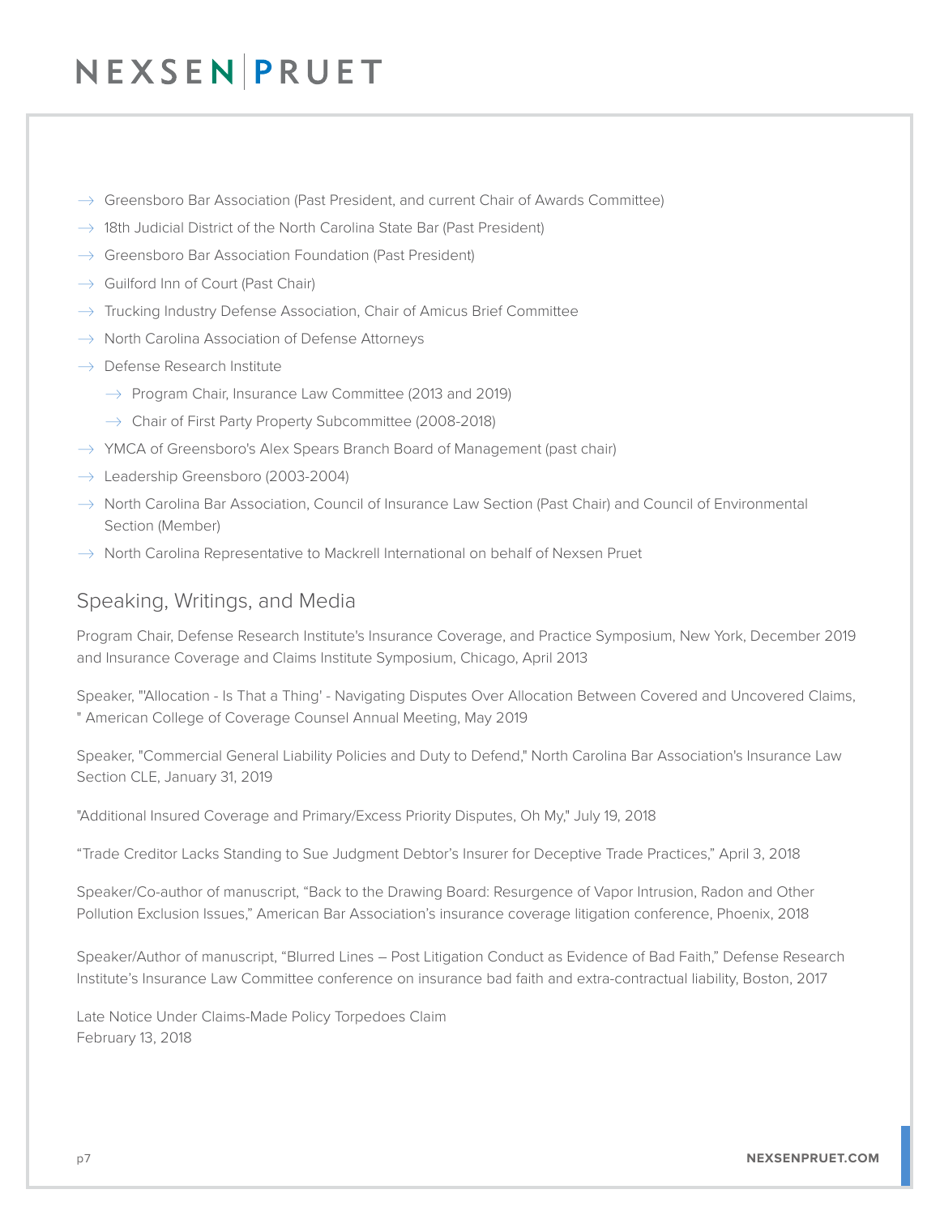- Greensboro Bar Association (Past President, and current Chair of Awards Committee)
- 18th Judicial District of the North Carolina State Bar (Past President)
- Greensboro Bar Association Foundation (Past President)
- Guilford Inn of Court (Past Chair)
- Trucking Industry Defense Association, Chair of Amicus Brief Committee
- North Carolina Association of Defense Attorneys
- Defense Research Institute
  - Program Chair, Insurance Law Committee (2013 and 2019)
  - Chair of First Party Property Subcommittee (2008-2018)
- YMCA of Greensboro's Alex Spears Branch Board of Management (past chair)
- Leadership Greensboro (2003-2004)
- North Carolina Bar Association, Council of Insurance Law Section (Past Chair) and Council of Environmental Section (Member)
- North Carolina Representative to Mackrell International on behalf of Nexsen Pruet

## Speaking, Writings, and Media

Program Chair, Defense Research Institute's Insurance Coverage, and Practice Symposium, New York, December 2019 and Insurance Coverage and Claims Institute Symposium, Chicago, April 2013

Speaker, "'Allocation - Is That a Thing' - Navigating Disputes Over Allocation Between Covered and Uncovered Claims, " American College of Coverage Counsel Annual Meeting, May 2019

Speaker, "Commercial General Liability Policies and Duty to Defend," North Carolina Bar Association's Insurance Law Section CLE, January 31, 2019

"Additional Insured Coverage and Primary/Excess Priority Disputes, Oh My," July 19, 2018

"Trade Creditor Lacks Standing to Sue Judgment Debtor's Insurer for Deceptive Trade Practices," April 3, 2018

Speaker/Co-author of manuscript, "Back to the Drawing Board: Resurgence of Vapor Intrusion, Radon and Other Pollution Exclusion Issues," American Bar Association's insurance coverage litigation conference, Phoenix, 2018

Speaker/Author of manuscript, "Blurred Lines – Post Litigation Conduct as Evidence of Bad Faith," Defense Research Institute's Insurance Law Committee conference on insurance bad faith and extra-contractual liability, Boston, 2017

Late Notice Under Claims-Made Policy Torpedoes Claim
February 13, 2018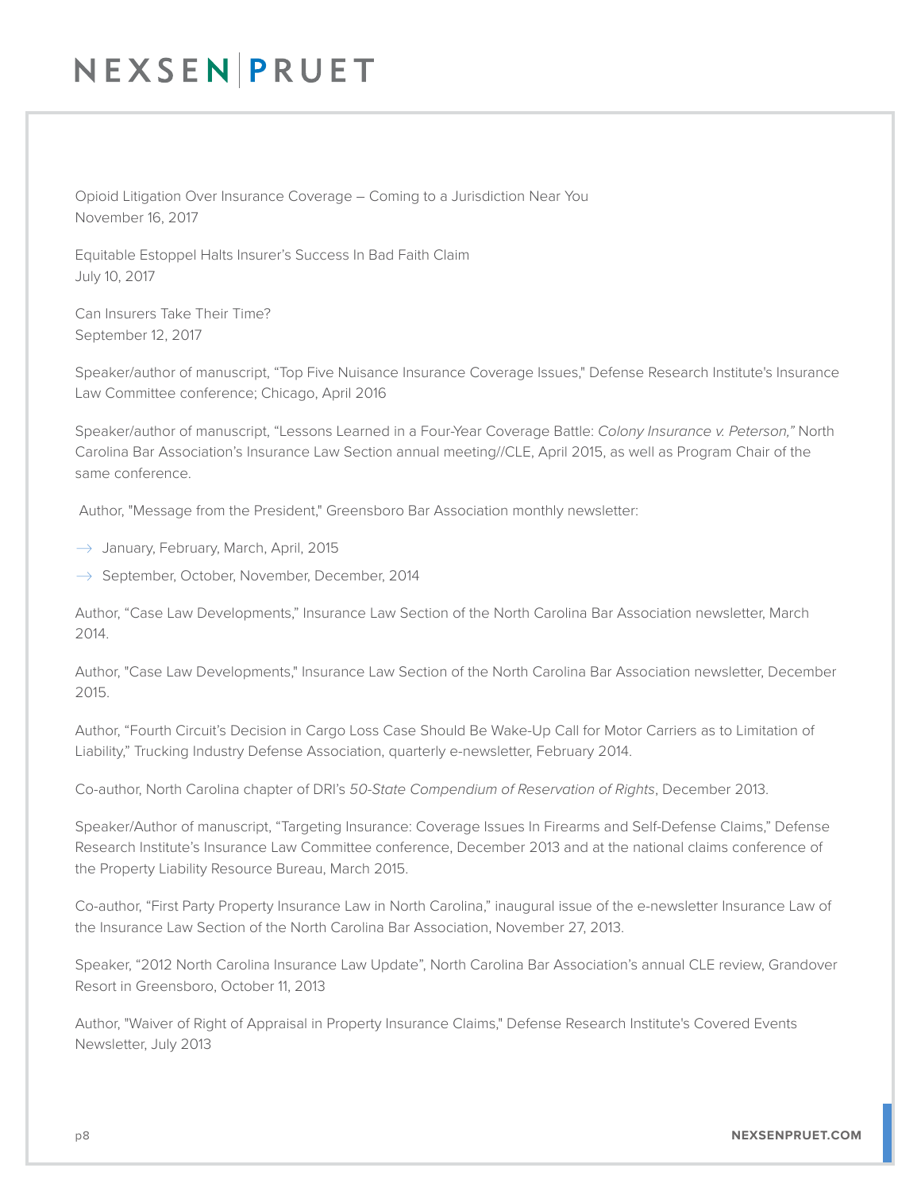Opioid Litigation Over Insurance Coverage – Coming to a Jurisdiction Near You
November 16, 2017

Equitable Estoppel Halts Insurer's Success In Bad Faith Claim
July 10, 2017

Can Insurers Take Their Time?
September 12, 2017

Speaker/author of manuscript, "Top Five Nuisance Insurance Coverage Issues," Defense Research Institute's Insurance Law Committee conference; Chicago, April 2016

Speaker/author of manuscript, "Lessons Learned in a Four-Year Coverage Battle: *Colony Insurance v. Peterson,"* North Carolina Bar Association's Insurance Law Section annual meeting//CLE, April 2015, as well as Program Chair of the same conference.

Author, "Message from the President," Greensboro Bar Association monthly newsletter:

- January, February, March, April, 2015
- September, October, November, December, 2014

Author, "Case Law Developments," Insurance Law Section of the North Carolina Bar Association newsletter, March 2014.

Author, "Case Law Developments," Insurance Law Section of the North Carolina Bar Association newsletter, December 2015.

Author, "Fourth Circuit's Decision in Cargo Loss Case Should Be Wake-Up Call for Motor Carriers as to Limitation of Liability," Trucking Industry Defense Association, quarterly e-newsletter, February 2014.

Co-author, North Carolina chapter of DRI's *50-State Compendium of Reservation of Rights*, December 2013.

Speaker/Author of manuscript, "Targeting Insurance: Coverage Issues In Firearms and Self-Defense Claims," Defense Research Institute's Insurance Law Committee conference, December 2013 and at the national claims conference of the Property Liability Resource Bureau, March 2015.

Co-author, "First Party Property Insurance Law in North Carolina," inaugural issue of the e-newsletter Insurance Law of the Insurance Law Section of the North Carolina Bar Association, November 27, 2013.

Speaker, "2012 North Carolina Insurance Law Update", North Carolina Bar Association's annual CLE review, Grandover Resort in Greensboro, October 11, 2013

Author, "Waiver of Right of Appraisal in Property Insurance Claims," Defense Research Institute's Covered Events Newsletter, July 2013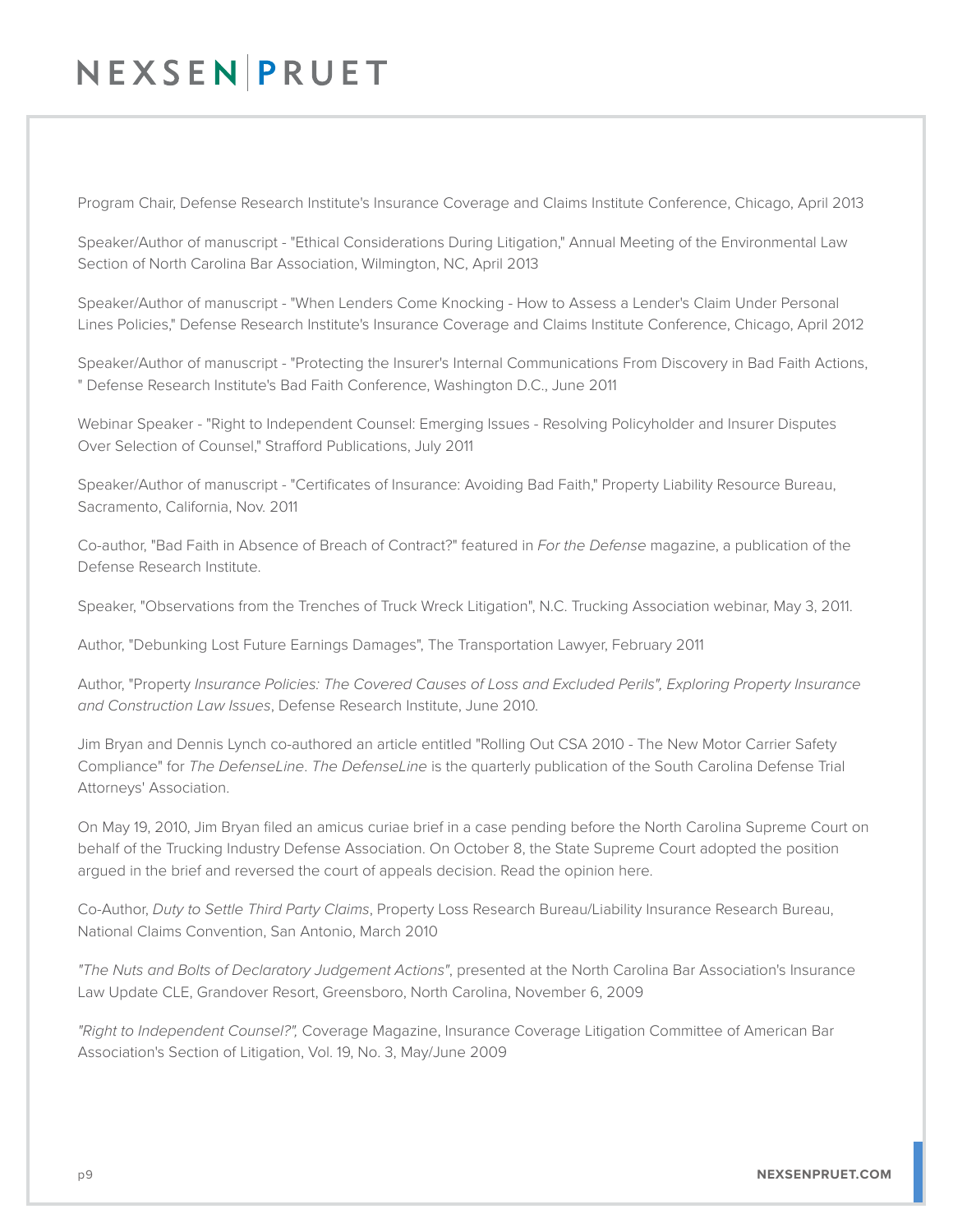Program Chair, Defense Research Institute's Insurance Coverage and Claims Institute Conference, Chicago, April 2013

Speaker/Author of manuscript - "Ethical Considerations During Litigation," Annual Meeting of the Environmental Law Section of North Carolina Bar Association, Wilmington, NC, April 2013

Speaker/Author of manuscript - "When Lenders Come Knocking - How to Assess a Lender's Claim Under Personal Lines Policies," Defense Research Institute's Insurance Coverage and Claims Institute Conference, Chicago, April 2012

Speaker/Author of manuscript - "Protecting the Insurer's Internal Communications From Discovery in Bad Faith Actions, " Defense Research Institute's Bad Faith Conference, Washington D.C., June 2011

Webinar Speaker - "Right to Independent Counsel: Emerging Issues - Resolving Policyholder and Insurer Disputes Over Selection of Counsel," Strafford Publications, July 2011

Speaker/Author of manuscript - "Certificates of Insurance: Avoiding Bad Faith," Property Liability Resource Bureau, Sacramento, California, Nov. 2011

Co-author, "Bad Faith in Absence of Breach of Contract?" featured in *For the Defense* magazine, a publication of the Defense Research Institute.

Speaker, "Observations from the Trenches of Truck Wreck Litigation", N.C. Trucking Association webinar, May 3, 2011.

Author, "Debunking Lost Future Earnings Damages", The Transportation Lawyer, February 2011

Author, "Property *Insurance Policies: The Covered Causes of Loss and Excluded Perils", Exploring Property Insurance and Construction Law Issues*, Defense Research Institute, June 2010.

Jim Bryan and Dennis Lynch co-authored an article entitled "Rolling Out CSA 2010 - The New Motor Carrier Safety Compliance" for *The DefenseLine*. *The DefenseLine* is the quarterly publication of the South Carolina Defense Trial Attorneys' Association.

On May 19, 2010, Jim Bryan filed an amicus curiae brief in a case pending before the North Carolina Supreme Court on behalf of the Trucking Industry Defense Association. On October 8, the State Supreme Court adopted the position argued in the brief and reversed the court of appeals decision. Read the opinion here.

Co-Author, *Duty to Settle Third Party Claims*, Property Loss Research Bureau/Liability Insurance Research Bureau, National Claims Convention, San Antonio, March 2010

*"The Nuts and Bolts of Declaratory Judgement Actions"*, presented at the North Carolina Bar Association's Insurance Law Update CLE, Grandover Resort, Greensboro, North Carolina, November 6, 2009

*"Right to Independent Counsel?",* Coverage Magazine, Insurance Coverage Litigation Committee of American Bar Association's Section of Litigation, Vol. 19, No. 3, May/June 2009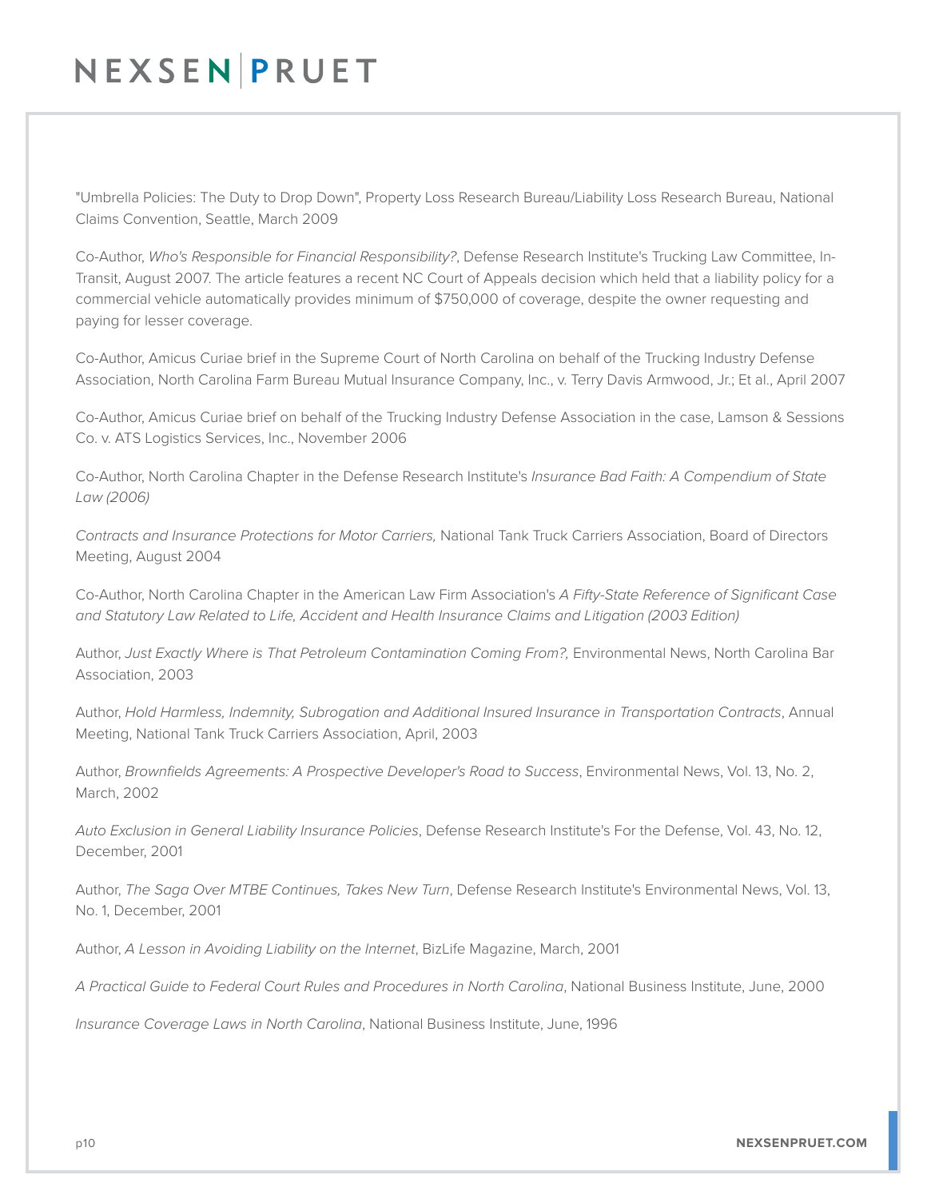"Umbrella Policies: The Duty to Drop Down", Property Loss Research Bureau/Liability Loss Research Bureau, National Claims Convention, Seattle, March 2009

Co-Author, *Who's Responsible for Financial Responsibility?*, Defense Research Institute's Trucking Law Committee, In-Transit, August 2007. The article features a recent NC Court of Appeals decision which held that a liability policy for a commercial vehicle automatically provides minimum of $750,000 of coverage, despite the owner requesting and paying for lesser coverage.

Co-Author, Amicus Curiae brief in the Supreme Court of North Carolina on behalf of the Trucking Industry Defense Association, North Carolina Farm Bureau Mutual Insurance Company, Inc., v. Terry Davis Armwood, Jr.; Et al., April 2007

Co-Author, Amicus Curiae brief on behalf of the Trucking Industry Defense Association in the case, Lamson & Sessions Co. v. ATS Logistics Services, Inc., November 2006

Co-Author, North Carolina Chapter in the Defense Research Institute's *Insurance Bad Faith: A Compendium of State Law (2006)*

*Contracts and Insurance Protections for Motor Carriers,* National Tank Truck Carriers Association, Board of Directors Meeting, August 2004

Co-Author, North Carolina Chapter in the American Law Firm Association's *A Fifty-State Reference of Significant Case and Statutory Law Related to Life, Accident and Health Insurance Claims and Litigation (2003 Edition)*

Author, *Just Exactly Where is That Petroleum Contamination Coming From?,* Environmental News, North Carolina Bar Association, 2003

Author, *Hold Harmless, Indemnity, Subrogation and Additional Insured Insurance in Transportation Contracts*, Annual Meeting, National Tank Truck Carriers Association, April, 2003

Author, *Brownfields Agreements: A Prospective Developer's Road to Success*, Environmental News, Vol. 13, No. 2, March, 2002

*Auto Exclusion in General Liability Insurance Policies*, Defense Research Institute's For the Defense, Vol. 43, No. 12, December, 2001

Author, *The Saga Over MTBE Continues, Takes New Turn*, Defense Research Institute's Environmental News, Vol. 13, No. 1, December, 2001

Author, *A Lesson in Avoiding Liability on the Internet*, BizLife Magazine, March, 2001

*A Practical Guide to Federal Court Rules and Procedures in North Carolina*, National Business Institute, June, 2000

*Insurance Coverage Laws in North Carolina*, National Business Institute, June, 1996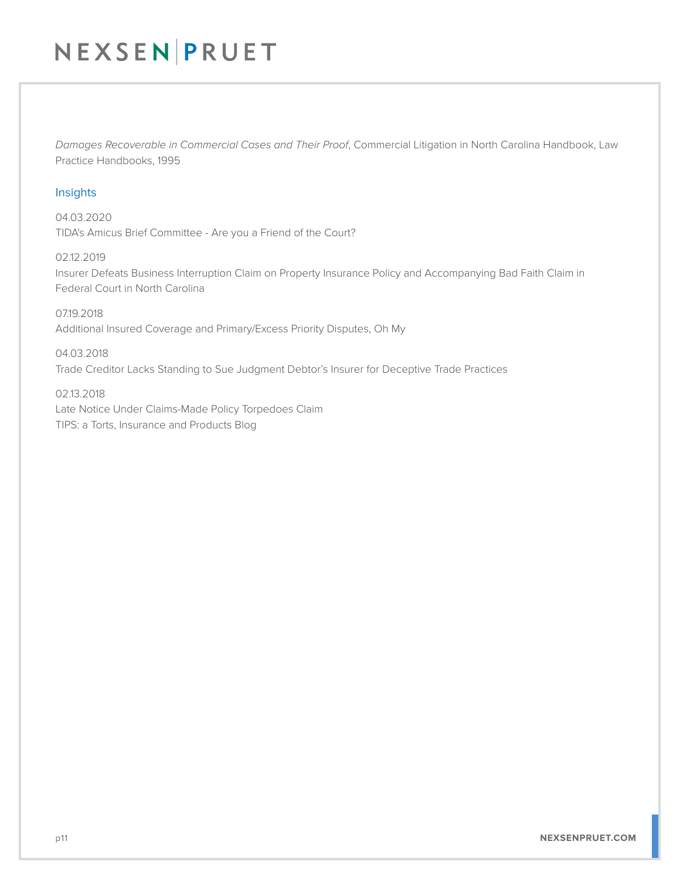*Damages Recoverable in Commercial Cases and Their Proof*, Commercial Litigation in North Carolina Handbook, Law Practice Handbooks, 1995

## Insights

04.03.2020
TIDA's Amicus Brief Committee - Are you a Friend of the Court?

02.12.2019
Insurer Defeats Business Interruption Claim on Property Insurance Policy and Accompanying Bad Faith Claim in Federal Court in North Carolina

07.19.2018
Additional Insured Coverage and Primary/Excess Priority Disputes, Oh My

04.03.2018
Trade Creditor Lacks Standing to Sue Judgment Debtor's Insurer for Deceptive Trade Practices

02.13.2018
Late Notice Under Claims-Made Policy Torpedoes Claim
TIPS: a Torts, Insurance and Products Blog